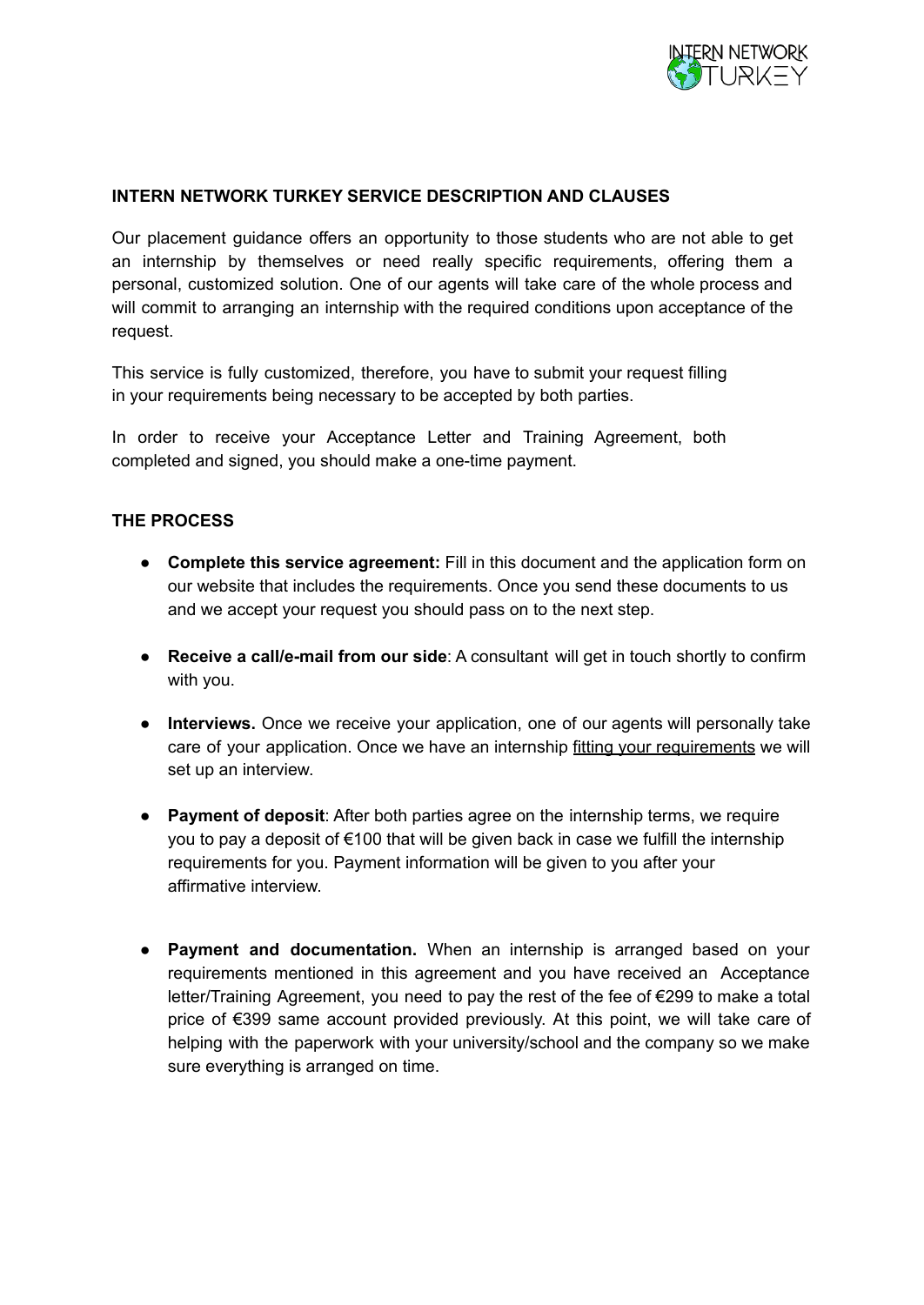## INTERN NETWORK TURKEY SERVICE DESCRIPTION AND CLAUSES

Our placement guidance offers an opportunity to those students who are not able to get an internship by themselves or need really specific requirements, offering them a personal, customized solution. One of our agents will take care of the whole process and will commit to arranging an internship with the required conditions upon acceptance of the request.

This service is fully customized, therefore, you have to submit your request filling in your requirements being necessary to be accepted by both parties.

In order to receive your Acceptance Letter and Training Agreement, both completed and signed, you should make a one-time payment.

## THE PROCESS

- **Complete this service agreement:** Fill in this document and the application form on our website that includes the requirements. Once you send these documents to us and we accept your request you should pass on to the next step.
- **Receive a call/e-mail from our side**: A consultant will get in touch shortly to confirm with you.
- **Interviews.** Once we receive your application, one of our agents will personally take care of your application. Once we have an internship fitting your requirements we will set up an interview.
- **Payment of deposit**: After both parties agree on the internship terms, we require you to pay a deposit of €100 that will be given back in case we fulfill the internship requirements for you. Payment information will be given to you after your affirmative interview.
- **Payment and documentation.** When an internship is arranged based on your requirements mentioned in this agreement and you have received an Acceptance letter/Training Agreement, you need to pay the rest of the fee of €299 to make a total price of €399 same account provided previously. At this point, we will take care of helping with the paperwork with your university/school and the company so we make sure everything is arranged on time.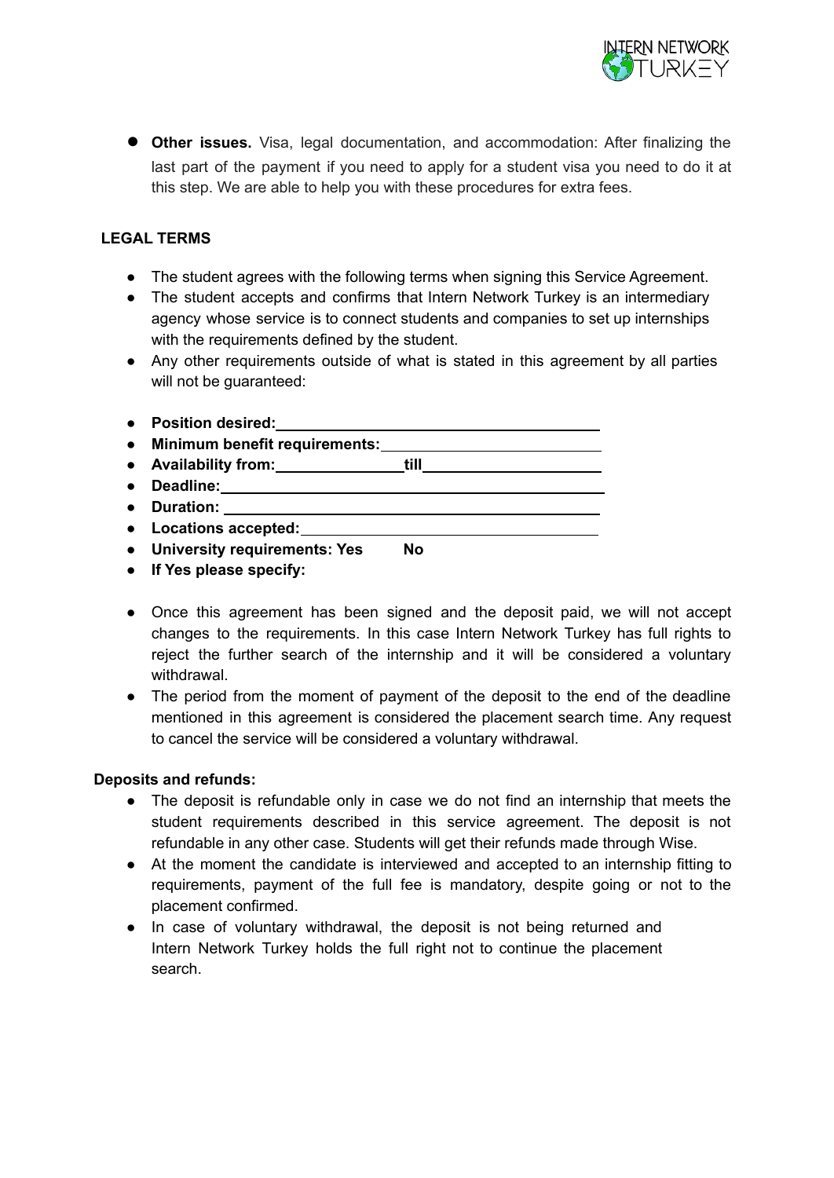- **Other issues.** Visa, legal documentation, and accommodation: After finalizing the last part of the payment if you need to apply for a student visa you need to do it at this step. We are able to help you with these procedures for extra fees.

## LEGAL TERMS

- The student agrees with the following terms when signing this Service Agreement.
- The student accepts and confirms that Intern Network Turkey is an intermediary agency whose service is to connect students and companies to set up internships with the requirements defined by the student.
- Any other requirements outside of what is stated in this agreement by all parties will not be guaranteed:

- **Position desired:** ______________________________
- **Minimum benefit requirements:** ____________________
- **Availability from:** ____________ **till** ________________
- **Deadline:** ____________________________________
- **Duration:** ____________________________________
- **Locations accepted:** ____________________________
- **University requirements: Yes No**
- **If Yes please specify:**

- Once this agreement has been signed and the deposit paid, we will not accept changes to the requirements. In this case Intern Network Turkey has full rights to reject the further search of the internship and it will be considered a voluntary withdrawal.
- The period from the moment of payment of the deposit to the end of the deadline mentioned in this agreement is considered the placement search time. Any request to cancel the service will be considered a voluntary withdrawal.

**Deposits and refunds:**

- The deposit is refundable only in case we do not find an internship that meets the student requirements described in this service agreement. The deposit is not refundable in any other case. Students will get their refunds made through Wise.
- At the moment the candidate is interviewed and accepted to an internship fitting to requirements, payment of the full fee is mandatory, despite going or not to the placement confirmed.
- In case of voluntary withdrawal, the deposit is not being returned and Intern Network Turkey holds the full right not to continue the placement search.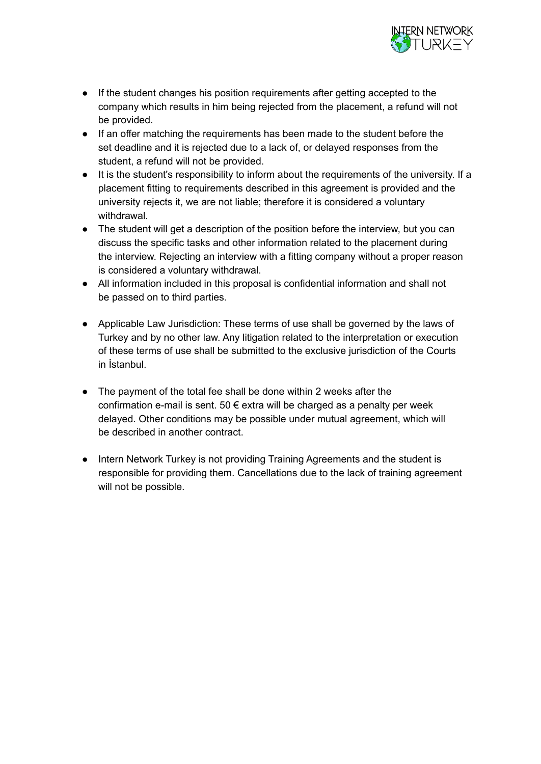- If the student changes his position requirements after getting accepted to the company which results in him being rejected from the placement, a refund will not be provided.
- If an offer matching the requirements has been made to the student before the set deadline and it is rejected due to a lack of, or delayed responses from the student, a refund will not be provided.
- It is the student's responsibility to inform about the requirements of the university. If a placement fitting to requirements described in this agreement is provided and the university rejects it, we are not liable; therefore it is considered a voluntary withdrawal.
- The student will get a description of the position before the interview, but you can discuss the specific tasks and other information related to the placement during the interview. Rejecting an interview with a fitting company without a proper reason is considered a voluntary withdrawal.
- All information included in this proposal is confidential information and shall not be passed on to third parties.

- Applicable Law Jurisdiction: These terms of use shall be governed by the laws of Turkey and by no other law. Any litigation related to the interpretation or execution of these terms of use shall be submitted to the exclusive jurisdiction of the Courts in İstanbul.

- The payment of the total fee shall be done within 2 weeks after the confirmation e-mail is sent. 50 € extra will be charged as a penalty per week delayed. Other conditions may be possible under mutual agreement, which will be described in another contract.

- Intern Network Turkey is not providing Training Agreements and the student is responsible for providing them. Cancellations due to the lack of training agreement will not be possible.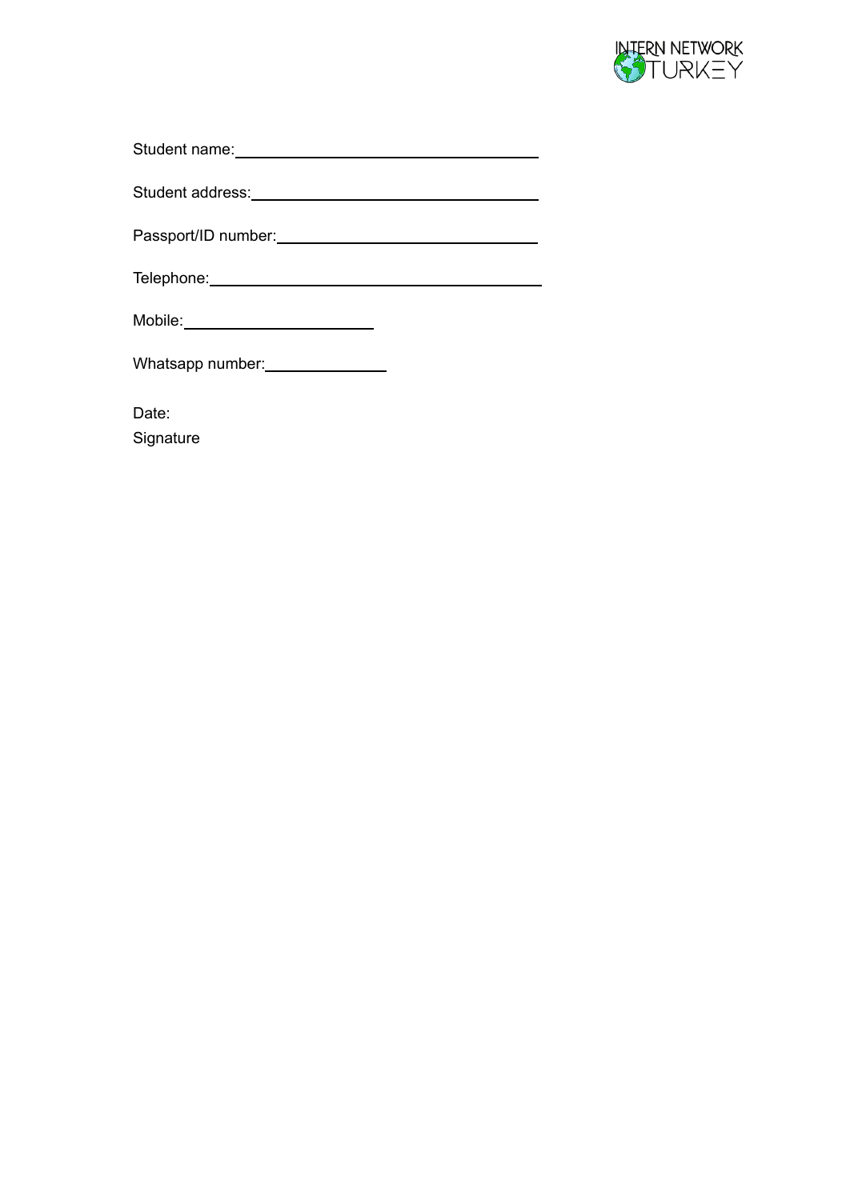Student name: ________________________________

Student address: ______________________________

Passport/ID number: ___________________________

Telephone: ___________________________________

Mobile: ____________________

Whatsapp number: _____________

Date:

Signature